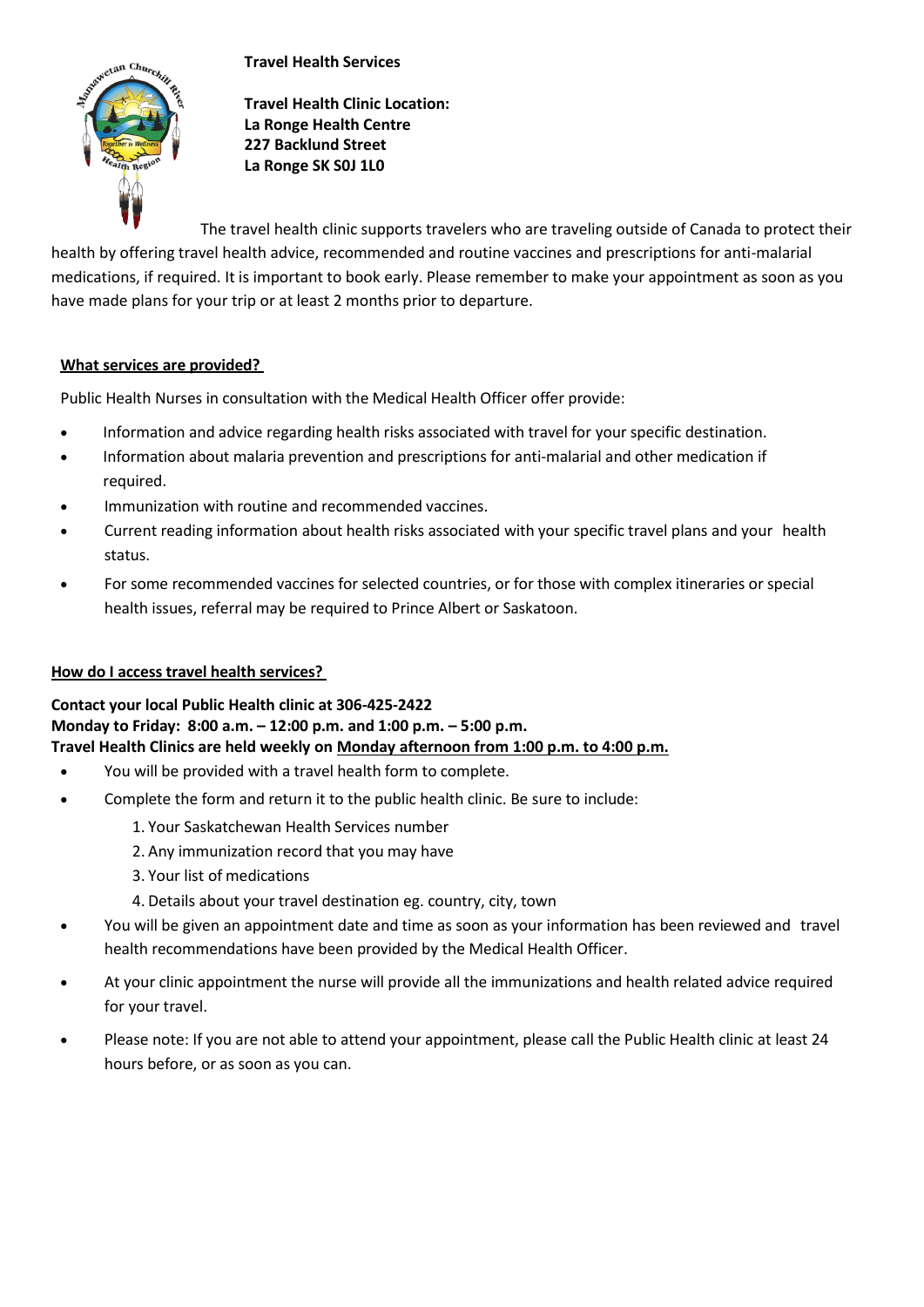**Travel Health Services**

**Travel Health Clinic Location:**
**La Ronge Health Centre**
**227 Backlund Street**
**La Ronge SK S0J 1L0**

The travel health clinic supports travelers who are traveling outside of Canada to protect their health by offering travel health advice, recommended and routine vaccines and prescriptions for anti-malarial medications, if required. It is important to book early. Please remember to make your appointment as soon as you have made plans for your trip or at least 2 months prior to departure.

## What services are provided?

Public Health Nurses in consultation with the Medical Health Officer offer provide:

- Information and advice regarding health risks associated with travel for your specific destination.
- Information about malaria prevention and prescriptions for anti-malarial and other medication if required.
- Immunization with routine and recommended vaccines.
- Current reading information about health risks associated with your specific travel plans and your health status.
- For some recommended vaccines for selected countries, or for those with complex itineraries or special health issues, referral may be required to Prince Albert or Saskatoon.

## How do I access travel health services?

**Contact your local Public Health clinic at 306-425-2422**
**Monday to Friday: 8:00 a.m. – 12:00 p.m. and 1:00 p.m. – 5:00 p.m.**
**Travel Health Clinics are held weekly on Monday afternoon from 1:00 p.m. to 4:00 p.m.**

- You will be provided with a travel health form to complete.
- Complete the form and return it to the public health clinic. Be sure to include:
    1. Your Saskatchewan Health Services number
    2. Any immunization record that you may have
    3. Your list of medications
    4. Details about your travel destination eg. country, city, town
- You will be given an appointment date and time as soon as your information has been reviewed and travel health recommendations have been provided by the Medical Health Officer.
- At your clinic appointment the nurse will provide all the immunizations and health related advice required for your travel.
- Please note: If you are not able to attend your appointment, please call the Public Health clinic at least 24 hours before, or as soon as you can.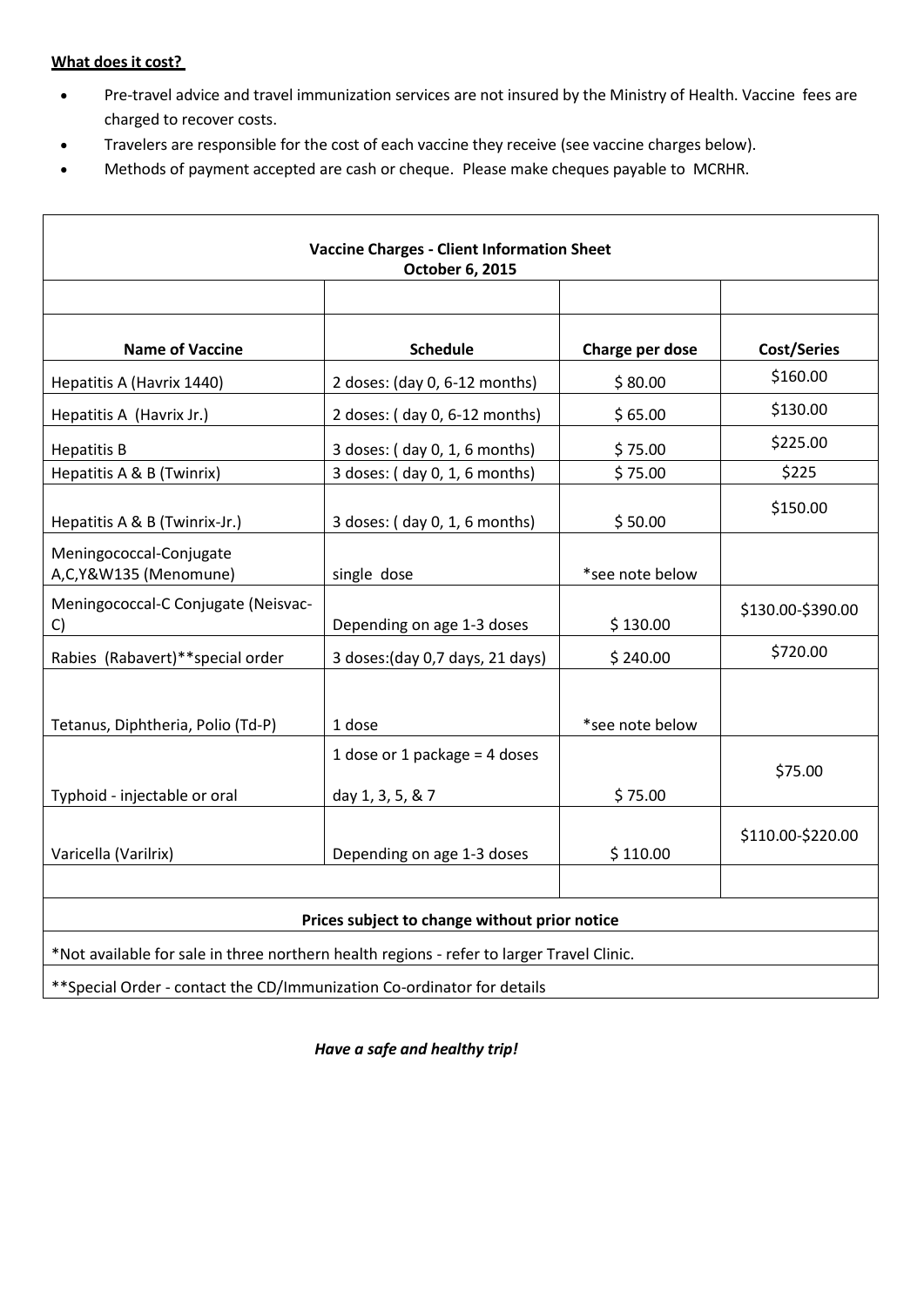**What does it cost?**

- Pre-travel advice and travel immunization services are not insured by the Ministry of Health. Vaccine fees are charged to recover costs.
- Travelers are responsible for the cost of each vaccine they receive (see vaccine charges below).
- Methods of payment accepted are cash or cheque. Please make cheques payable to MCRHR.

**Vaccine Charges - Client Information Sheet**
**October 6, 2015**

| Name of Vaccine | Schedule | Charge per dose | Cost/Series |
|---|---|---|---|
| Hepatitis A (Havrix 1440) | 2 doses: (day 0, 6-12 months) | $ 80.00 | $160.00 |
| Hepatitis A (Havrix Jr.) | 2 doses: ( day 0, 6-12 months) | $ 65.00 | $130.00 |
| Hepatitis B | 3 doses: ( day 0, 1, 6 months) | $ 75.00 | $225.00 |
| Hepatitis A & B (Twinrix) | 3 doses: ( day 0, 1, 6 months) | $ 75.00 | $225 |
| Hepatitis A & B (Twinrix-Jr.) | 3 doses: ( day 0, 1, 6 months) | $ 50.00 | $150.00 |
| Meningococcal-Conjugate A,C,Y&W135 (Menomune) | single dose | *see note below | |
| Meningococcal-C Conjugate (Neisvac-C) | Depending on age 1-3 doses | $ 130.00 | $130.00-$390.00 |
| Rabies (Rabavert)**special order | 3 doses:(day 0,7 days, 21 days) | $ 240.00 | $720.00 |
| Tetanus, Diphtheria, Polio (Td-P) | 1 dose | *see note below | |
| Typhoid - injectable or oral | 1 dose or 1 package = 4 doses day 1, 3, 5, & 7 | $ 75.00 | $75.00 |
| Varicella (Varilrix) | Depending on age 1-3 doses | $ 110.00 | $110.00-$220.00 |

**Prices subject to change without prior notice**

*Not available for sale in three northern health regions - refer to larger Travel Clinic.

**Special Order - contact the CD/Immunization Co-ordinator for details

***Have a safe and healthy trip!***